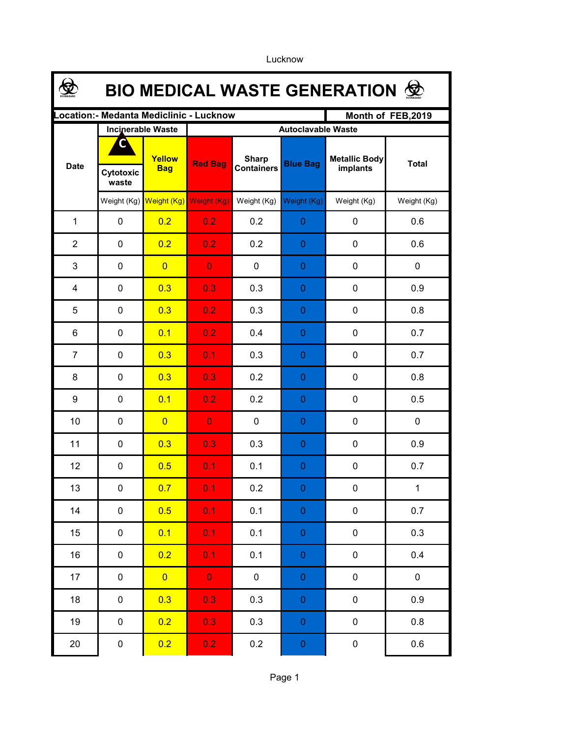Lucknow

# BIO MEDICAL WASTE GENERATION

**Location:- Medanta Mediclinic - Lucknow** | **Month of FEB,2019**

| Date | Incinerable Waste | | Autoclavable Waste | | | | Total |
|---|---|---|---|---|---|---|---|
| | Cytotoxic waste | Yellow Bag | Red Bag | Sharp Containers | Blue Bag | Metallic Body implants | Total |
| | Weight (Kg) | Weight (Kg) | Weight (Kg) | Weight (Kg) | Weight (Kg) | Weight (Kg) | Weight (Kg) |
| 1 | 0 | 0.2 | 0.2 | 0.2 | 0 | 0 | 0.6 |
| 2 | 0 | 0.2 | 0.2 | 0.2 | 0 | 0 | 0.6 |
| 3 | 0 | 0 | 0 | 0 | 0 | 0 | 0 |
| 4 | 0 | 0.3 | 0.3 | 0.3 | 0 | 0 | 0.9 |
| 5 | 0 | 0.3 | 0.2 | 0.3 | 0 | 0 | 0.8 |
| 6 | 0 | 0.1 | 0.2 | 0.4 | 0 | 0 | 0.7 |
| 7 | 0 | 0.3 | 0.1 | 0.3 | 0 | 0 | 0.7 |
| 8 | 0 | 0.3 | 0.3 | 0.2 | 0 | 0 | 0.8 |
| 9 | 0 | 0.1 | 0.2 | 0.2 | 0 | 0 | 0.5 |
| 10 | 0 | 0 | 0 | 0 | 0 | 0 | 0 |
| 11 | 0 | 0.3 | 0.3 | 0.3 | 0 | 0 | 0.9 |
| 12 | 0 | 0.5 | 0.1 | 0.1 | 0 | 0 | 0.7 |
| 13 | 0 | 0.7 | 0.1 | 0.2 | 0 | 0 | 1 |
| 14 | 0 | 0.5 | 0.1 | 0.1 | 0 | 0 | 0.7 |
| 15 | 0 | 0.1 | 0.1 | 0.1 | 0 | 0 | 0.3 |
| 16 | 0 | 0.2 | 0.1 | 0.1 | 0 | 0 | 0.4 |
| 17 | 0 | 0 | 0 | 0 | 0 | 0 | 0 |
| 18 | 0 | 0.3 | 0.3 | 0.3 | 0 | 0 | 0.9 |
| 19 | 0 | 0.2 | 0.3 | 0.3 | 0 | 0 | 0.8 |
| 20 | 0 | 0.2 | 0.2 | 0.2 | 0 | 0 | 0.6 |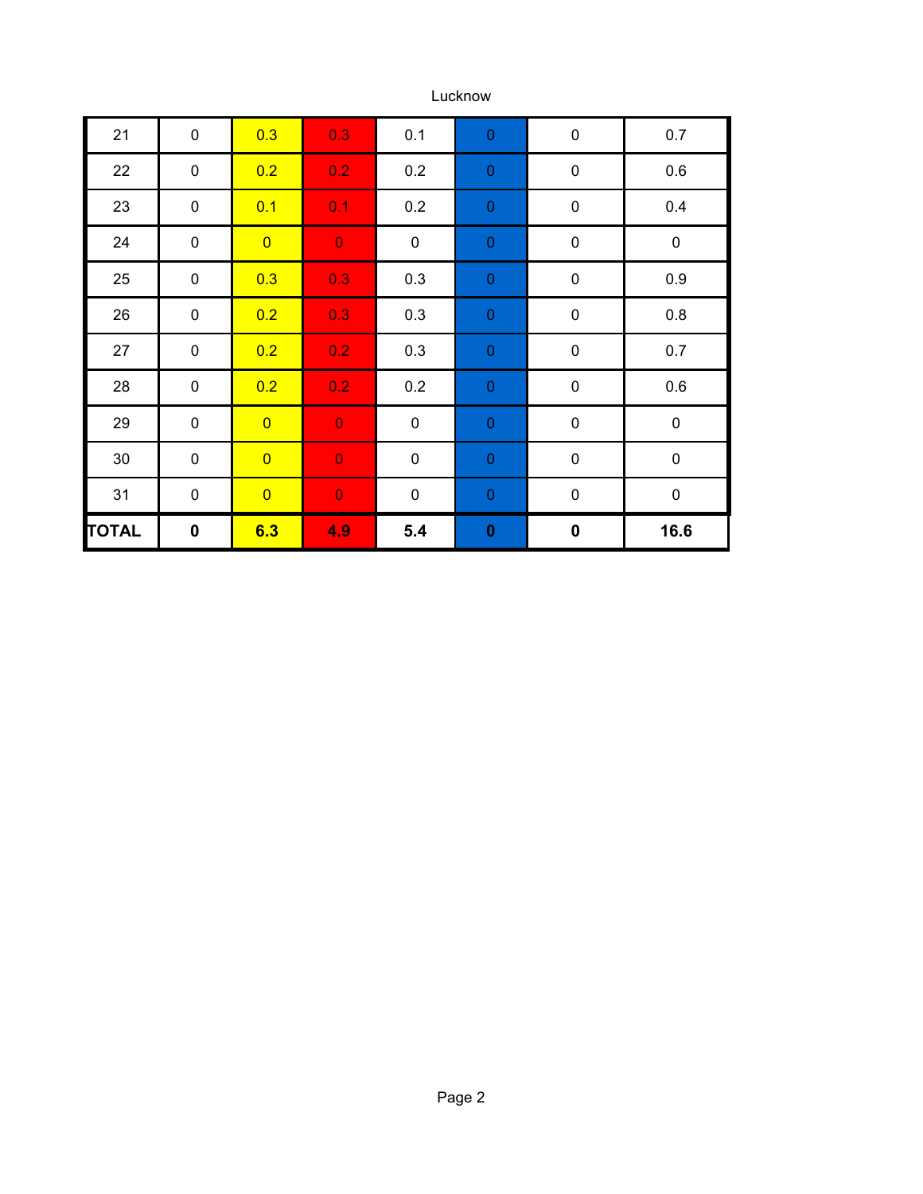Lucknow

| | | | | | | | |
|---|---|---|---|---|---|---|---|
| 21 | 0 | 0.3 | 0.3 | 0.1 | 0 | 0 | 0.7 |
| 22 | 0 | 0.2 | 0.2 | 0.2 | 0 | 0 | 0.6 |
| 23 | 0 | 0.1 | 0.1 | 0.2 | 0 | 0 | 0.4 |
| 24 | 0 | 0 | 0 | 0 | 0 | 0 | 0 |
| 25 | 0 | 0.3 | 0.3 | 0.3 | 0 | 0 | 0.9 |
| 26 | 0 | 0.2 | 0.3 | 0.3 | 0 | 0 | 0.8 |
| 27 | 0 | 0.2 | 0.2 | 0.3 | 0 | 0 | 0.7 |
| 28 | 0 | 0.2 | 0.2 | 0.2 | 0 | 0 | 0.6 |
| 29 | 0 | 0 | 0 | 0 | 0 | 0 | 0 |
| 30 | 0 | 0 | 0 | 0 | 0 | 0 | 0 |
| 31 | 0 | 0 | 0 | 0 | 0 | 0 | 0 |
| **TOTAL** | **0** | **6.3** | **4.9** | **5.4** | **0** | **0** | **16.6** |